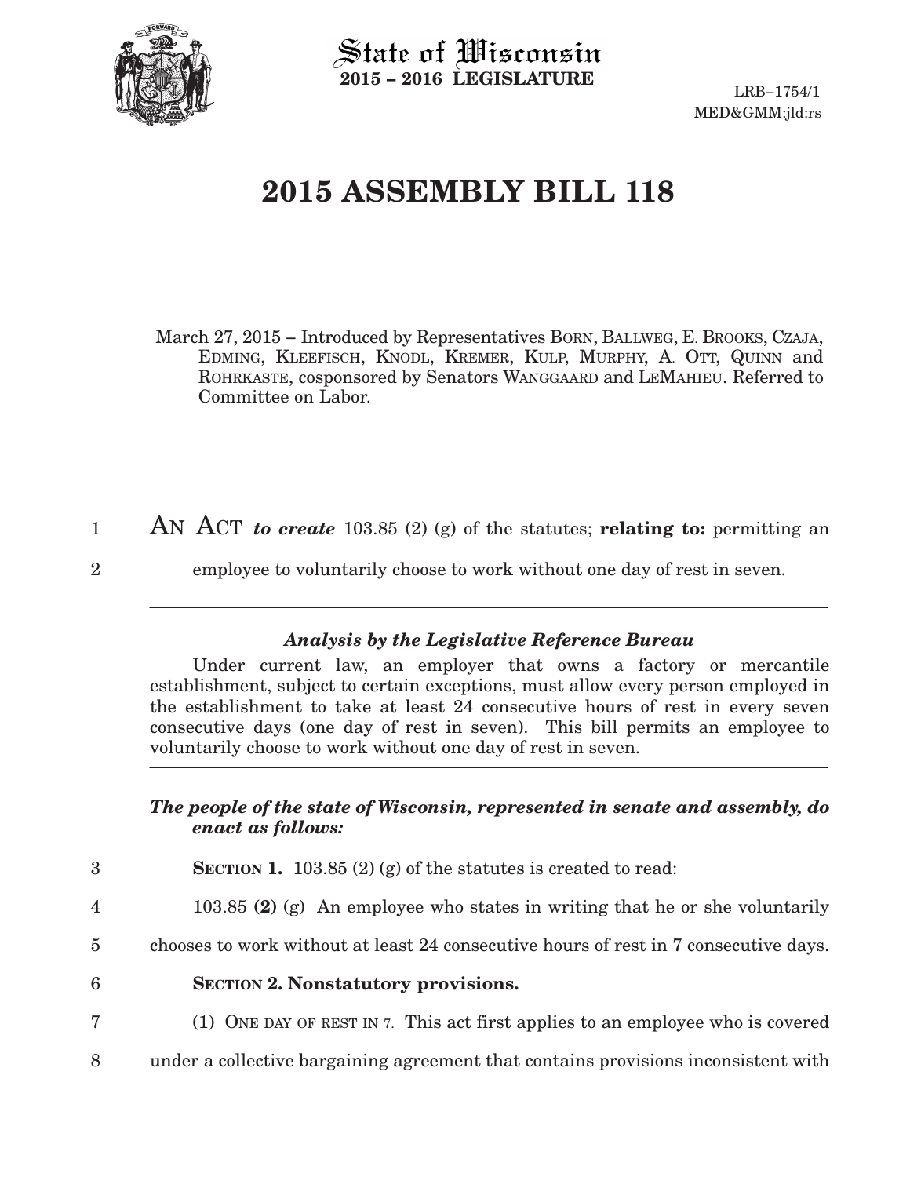State of Wisconsin
**2015 – 2016 LEGISLATURE**

LRB–1754/1
MED&GMM:jld:rs

# 2015 ASSEMBLY BILL 118

March 27, 2015 – Introduced by Representatives BORN, BALLWEG, E. BROOKS, CZAJA, EDMING, KLEEFISCH, KNODL, KREMER, KULP, MURPHY, A. OTT, QUINN and ROHRKASTE, cosponsored by Senators WANGGAARD and LEMAHIEU. Referred to Committee on Labor.

1 AN ACT *to create* 103.85 (2) (g) of the statutes; **relating to:** permitting an
2 employee to voluntarily choose to work without one day of rest in seven.

---

***Analysis by the Legislative Reference Bureau***

Under current law, an employer that owns a factory or mercantile establishment, subject to certain exceptions, must allow every person employed in the establishment to take at least 24 consecutive hours of rest in every seven consecutive days (one day of rest in seven). This bill permits an employee to voluntarily choose to work without one day of rest in seven.

---

***The people of the state of Wisconsin, represented in senate and assembly, do enact as follows:***

3 **SECTION 1.** 103.85 (2) (g) of the statutes is created to read:

4 103.85 **(2)** (g) An employee who states in writing that he or she voluntarily
5 chooses to work without at least 24 consecutive hours of rest in 7 consecutive days.

6 **SECTION 2. Nonstatutory provisions.**

7 (1) ONE DAY OF REST IN 7. This act first applies to an employee who is covered
8 under a collective bargaining agreement that contains provisions inconsistent with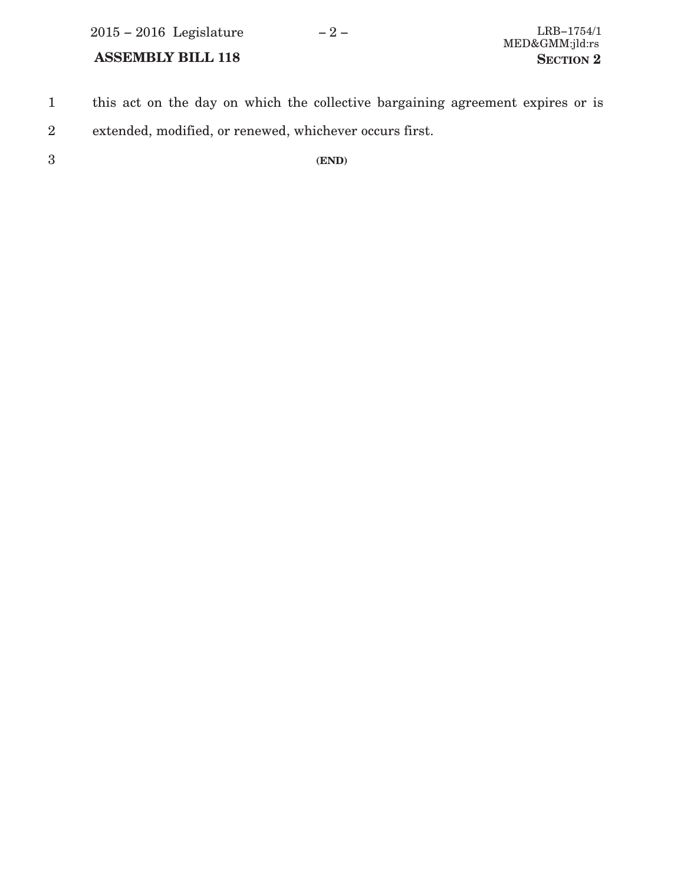this act on the day on which the collective bargaining agreement expires or is extended, modified, or renewed, whichever occurs first.

**(END)**